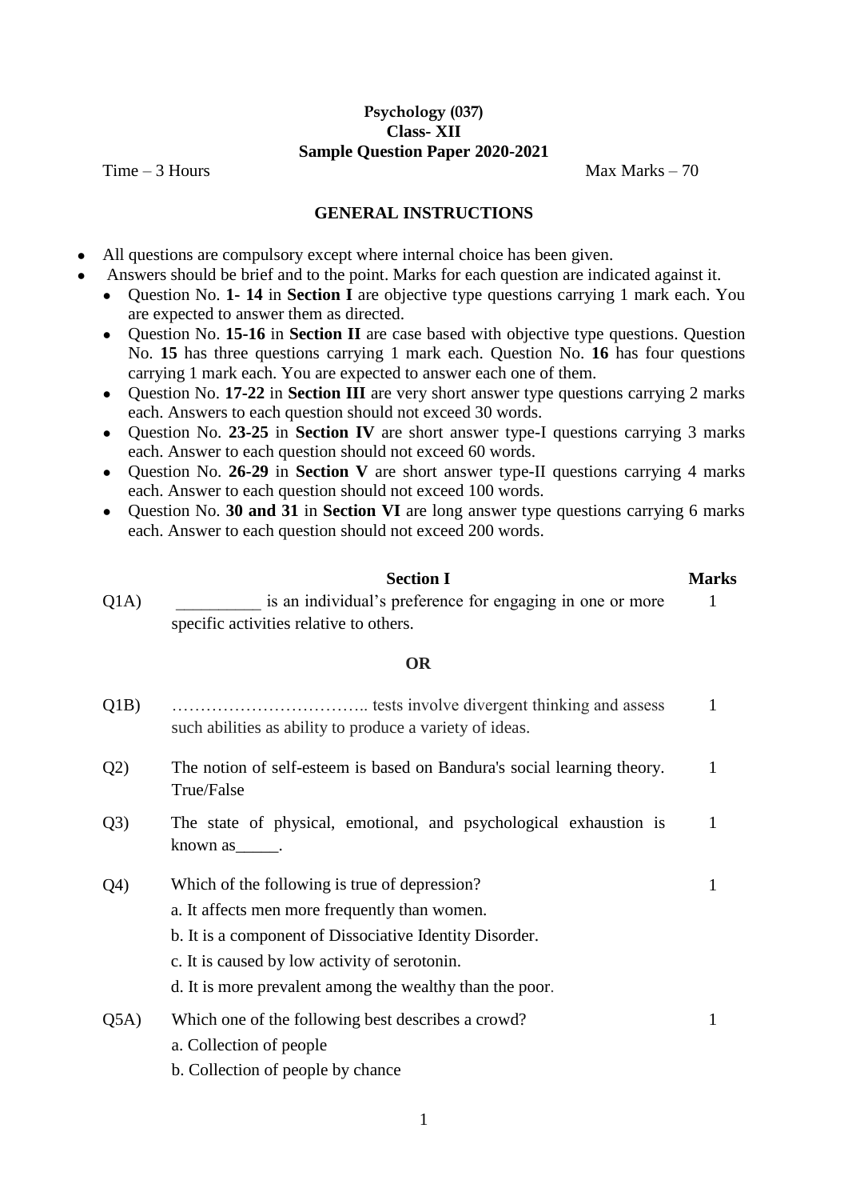**Psychology (037)**
**Class- XII**
**Sample Question Paper 2020-2021**

Time – 3 Hours Max Marks – 70

**GENERAL INSTRUCTIONS**

- All questions are compulsory except where internal choice has been given.
- Answers should be brief and to the point. Marks for each question are indicated against it.
  - Question No. **1- 14** in **Section I** are objective type questions carrying 1 mark each. You are expected to answer them as directed.
  - Question No. **15-16** in **Section II** are case based with objective type questions. Question No. **15** has three questions carrying 1 mark each. Question No. **16** has four questions carrying 1 mark each. You are expected to answer each one of them.
  - Question No. **17-22** in **Section III** are very short answer type questions carrying 2 marks each. Answers to each question should not exceed 30 words.
  - Question No. **23-25** in **Section IV** are short answer type-I questions carrying 3 marks each. Answer to each question should not exceed 60 words.
  - Question No. **26-29** in **Section V** are short answer type-II questions carrying 4 marks each. Answer to each question should not exceed 100 words.
  - Question No. **30 and 31** in **Section VI** are long answer type questions carrying 6 marks each. Answer to each question should not exceed 200 words.

| | **Section I** | **Marks** |
|---|---|---|
| Q1A) | __________ is an individual's preference for engaging in one or more specific activities relative to others. | 1 |
| | **OR** | |
| Q1B) | …………………………….. tests involve divergent thinking and assess such abilities as ability to produce a variety of ideas. | 1 |
| Q2) | The notion of self-esteem is based on Bandura's social learning theory. True/False | 1 |
| Q3) | The state of physical, emotional, and psychological exhaustion is known as_____. | 1 |
| Q4) | Which of the following is true of depression?<br>a. It affects men more frequently than women.<br>b. It is a component of Dissociative Identity Disorder.<br>c. It is caused by low activity of serotonin.<br>d. It is more prevalent among the wealthy than the poor. | 1 |
| Q5A) | Which one of the following best describes a crowd?<br>a. Collection of people<br>b. Collection of people by chance | 1 |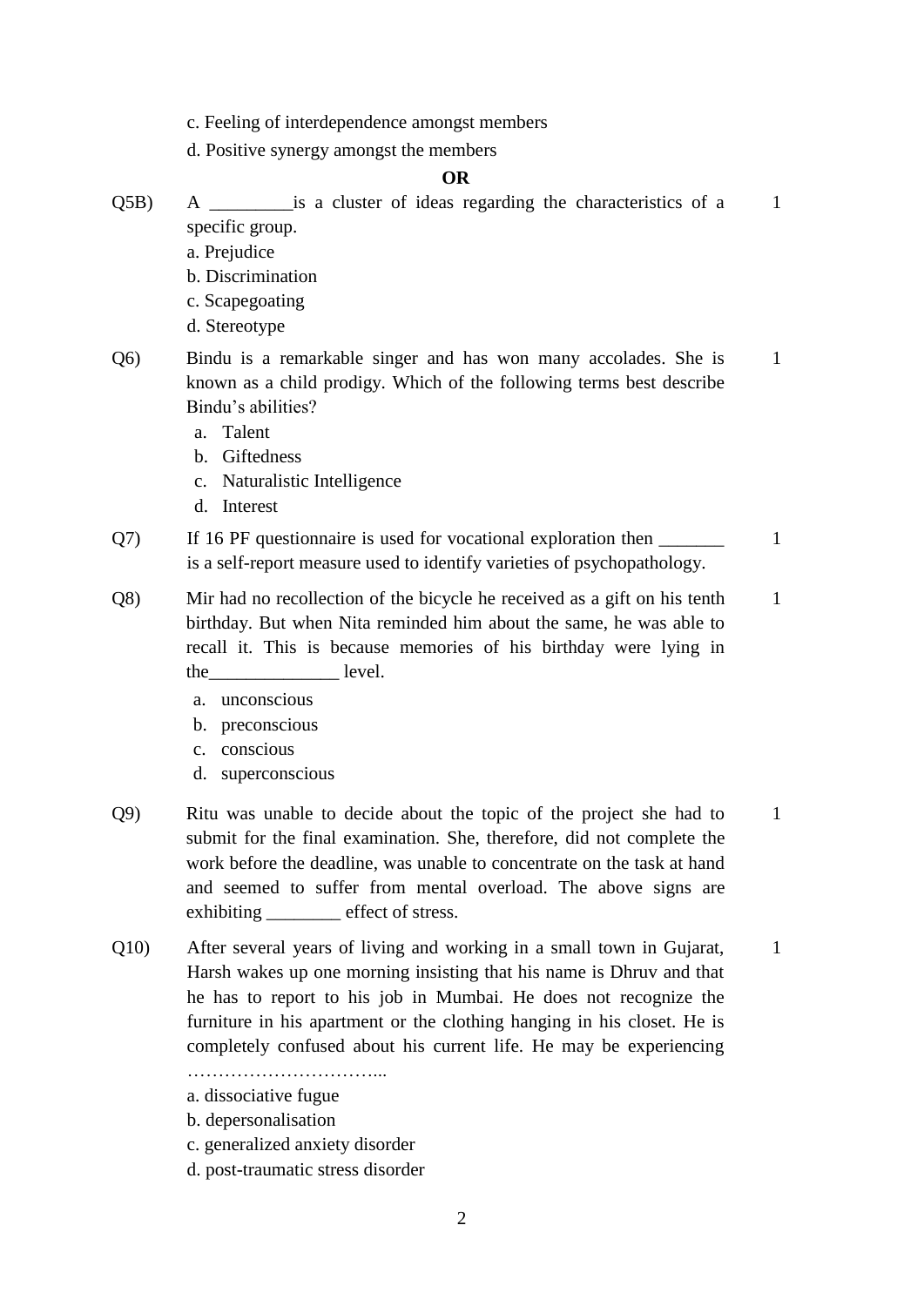c. Feeling of interdependence amongst members

d. Positive synergy amongst the members

**OR**

Q5B) A _________is a cluster of ideas regarding the characteristics of a specific group. 1

a. Prejudice

b. Discrimination

c. Scapegoating

d. Stereotype

Q6) Bindu is a remarkable singer and has won many accolades. She is known as a child prodigy. Which of the following terms best describe Bindu's abilities? 1

a. Talent
b. Giftedness
c. Naturalistic Intelligence
d. Interest

Q7) If 16 PF questionnaire is used for vocational exploration then _______ is a self-report measure used to identify varieties of psychopathology. 1

Q8) Mir had no recollection of the bicycle he received as a gift on his tenth birthday. But when Nita reminded him about the same, he was able to recall it. This is because memories of his birthday were lying in the______________ level. 1

a. unconscious
b. preconscious
c. conscious
d. superconscious

Q9) Ritu was unable to decide about the topic of the project she had to submit for the final examination. She, therefore, did not complete the work before the deadline, was unable to concentrate on the task at hand and seemed to suffer from mental overload. The above signs are exhibiting ________ effect of stress. 1

Q10) After several years of living and working in a small town in Gujarat, Harsh wakes up one morning insisting that his name is Dhruv and that he has to report to his job in Mumbai. He does not recognize the furniture in his apartment or the clothing hanging in his closet. He is completely confused about his current life. He may be experiencing …………………………... 1

a. dissociative fugue

b. depersonalisation

c. generalized anxiety disorder

d. post-traumatic stress disorder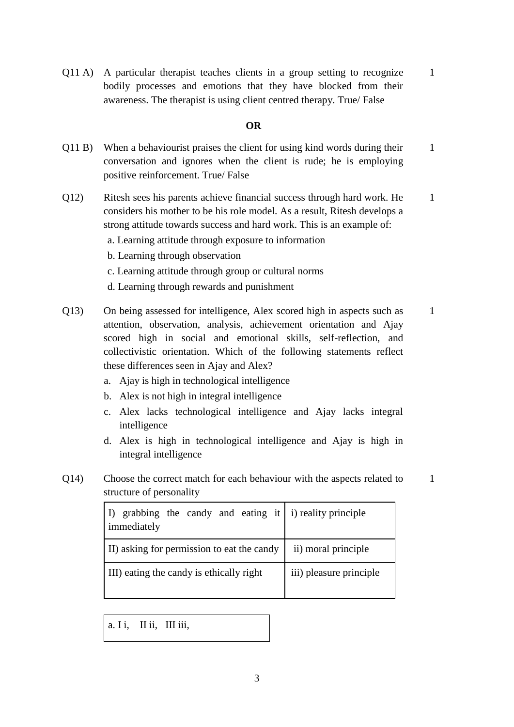Q11 A) A particular therapist teaches clients in a group setting to recognize bodily processes and emotions that they have blocked from their awareness. The therapist is using client centred therapy. True/ False — 1

**OR**

Q11 B) When a behaviourist praises the client for using kind words during their conversation and ignores when the client is rude; he is employing positive reinforcement. True/ False — 1

Q12) Ritesh sees his parents achieve financial success through hard work. He considers his mother to be his role model. As a result, Ritesh develops a strong attitude towards success and hard work. This is an example of: — 1

a. Learning attitude through exposure to information

b. Learning through observation

c. Learning attitude through group or cultural norms

d. Learning through rewards and punishment

Q13) On being assessed for intelligence, Alex scored high in aspects such as attention, observation, analysis, achievement orientation and Ajay scored high in social and emotional skills, self-reflection, and collectivistic orientation. Which of the following statements reflect these differences seen in Ajay and Alex? — 1

a. Ajay is high in technological intelligence
b. Alex is not high in integral intelligence
c. Alex lacks technological intelligence and Ajay lacks integral intelligence
d. Alex is high in technological intelligence and Ajay is high in integral intelligence

Q14) Choose the correct match for each behaviour with the aspects related to structure of personality — 1

| | |
|---|---|
| I) grabbing the candy and eating it immediately | i) reality principle |
| II) asking for permission to eat the candy | ii) moral principle |
| III) eating the candy is ethically right | iii) pleasure principle |

a. I i, II ii, III iii,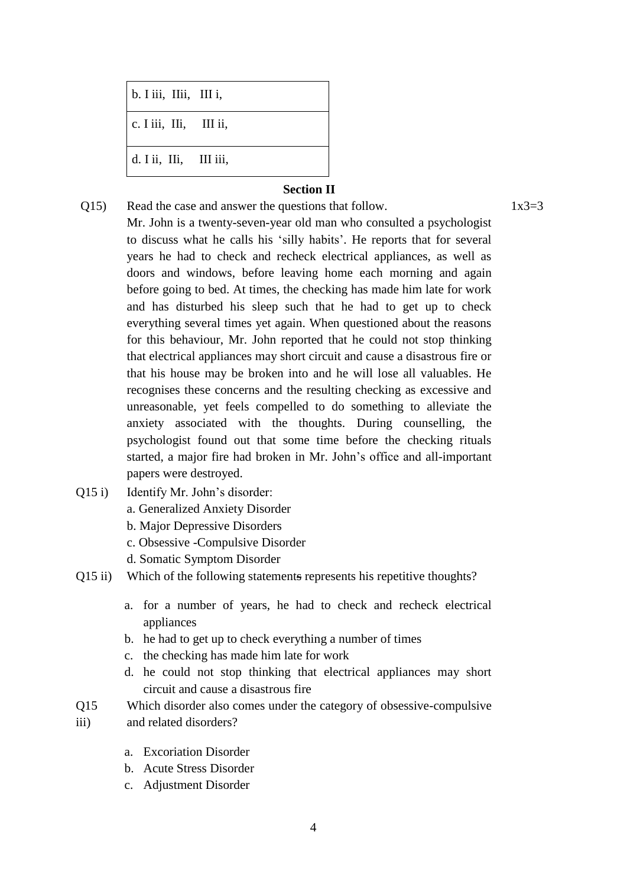| b. I iii, IIii, III i, |
|---|
| c. I iii, IIi, III ii, |
| d. I ii, IIi, III iii, |

## Section II

Q15) Read the case and answer the questions that follow. 1x3=3

Mr. John is a twenty-seven-year old man who consulted a psychologist to discuss what he calls his 'silly habits'. He reports that for several years he had to check and recheck electrical appliances, as well as doors and windows, before leaving home each morning and again before going to bed. At times, the checking has made him late for work and has disturbed his sleep such that he had to get up to check everything several times yet again. When questioned about the reasons for this behaviour, Mr. John reported that he could not stop thinking that electrical appliances may short circuit and cause a disastrous fire or that his house may be broken into and he will lose all valuables. He recognises these concerns and the resulting checking as excessive and unreasonable, yet feels compelled to do something to alleviate the anxiety associated with the thoughts. During counselling, the psychologist found out that some time before the checking rituals started, a major fire had broken in Mr. John's office and all-important papers were destroyed.

Q15 i) Identify Mr. John's disorder:

a. Generalized Anxiety Disorder
b. Major Depressive Disorders
c. Obsessive -Compulsive Disorder
d. Somatic Symptom Disorder

Q15 ii) Which of the following statements represents his repetitive thoughts?

a. for a number of years, he had to check and recheck electrical appliances
b. he had to get up to check everything a number of times
c. the checking has made him late for work
d. he could not stop thinking that electrical appliances may short circuit and cause a disastrous fire

Q15 iii) Which disorder also comes under the category of obsessive-compulsive and related disorders?

a. Excoriation Disorder
b. Acute Stress Disorder
c. Adjustment Disorder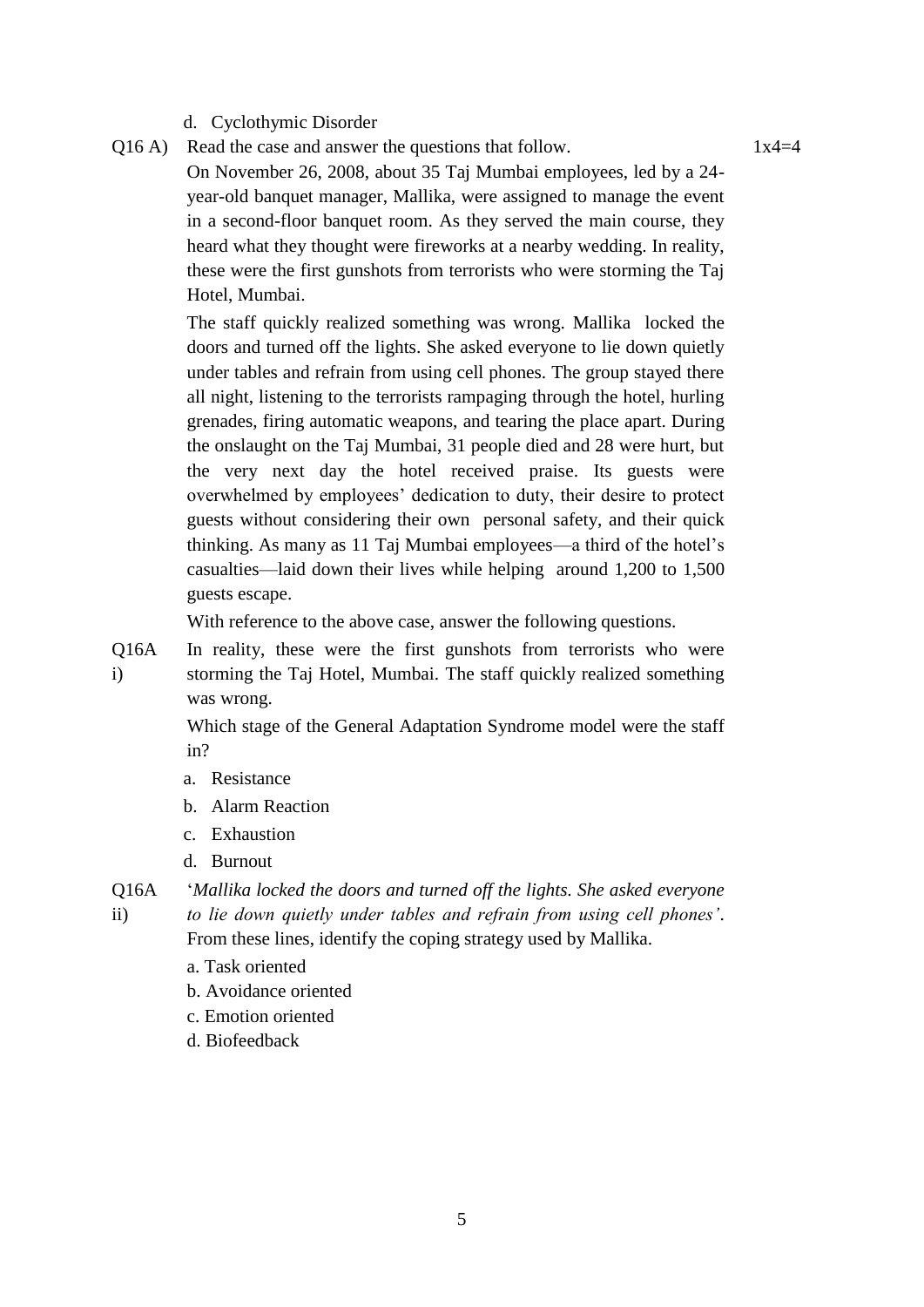d. Cyclothymic Disorder

Q16 A) Read the case and answer the questions that follow. 1x4=4

On November 26, 2008, about 35 Taj Mumbai employees, led by a 24-year-old banquet manager, Mallika, were assigned to manage the event in a second-floor banquet room. As they served the main course, they heard what they thought were fireworks at a nearby wedding. In reality, these were the first gunshots from terrorists who were storming the Taj Hotel, Mumbai.

The staff quickly realized something was wrong. Mallika locked the doors and turned off the lights. She asked everyone to lie down quietly under tables and refrain from using cell phones. The group stayed there all night, listening to the terrorists rampaging through the hotel, hurling grenades, firing automatic weapons, and tearing the place apart. During the onslaught on the Taj Mumbai, 31 people died and 28 were hurt, but the very next day the hotel received praise. Its guests were overwhelmed by employees' dedication to duty, their desire to protect guests without considering their own personal safety, and their quick thinking. As many as 11 Taj Mumbai employees—a third of the hotel's casualties—laid down their lives while helping around 1,200 to 1,500 guests escape.

With reference to the above case, answer the following questions.

Q16A i) In reality, these were the first gunshots from terrorists who were storming the Taj Hotel, Mumbai. The staff quickly realized something was wrong.

Which stage of the General Adaptation Syndrome model were the staff in?

a. Resistance
b. Alarm Reaction
c. Exhaustion
d. Burnout

Q16A ii) '*Mallika locked the doors and turned off the lights. She asked everyone to lie down quietly under tables and refrain from using cell phones'*. From these lines, identify the coping strategy used by Mallika.

a. Task oriented
b. Avoidance oriented
c. Emotion oriented
d. Biofeedback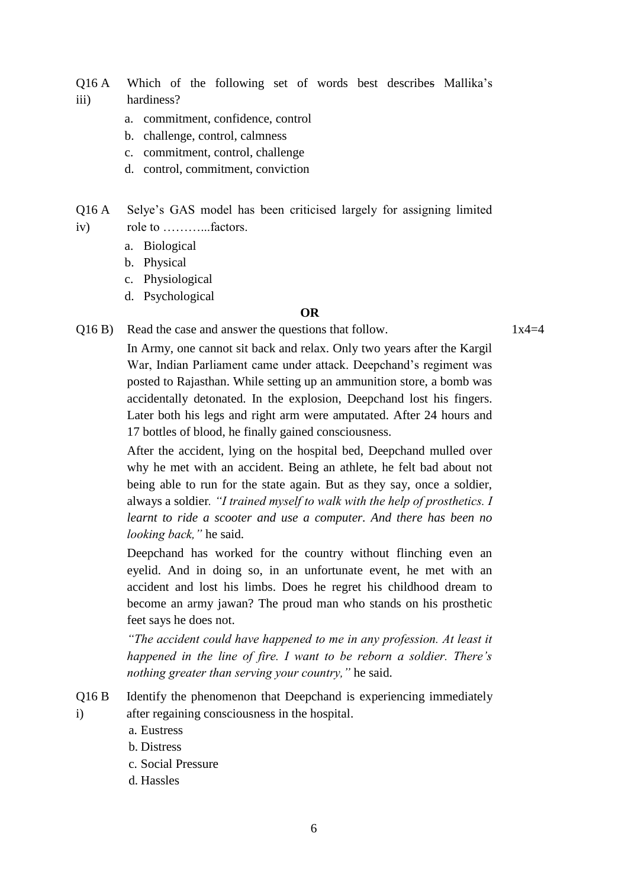Q16 A iii) Which of the following set of words best describes Mallika's hardiness?

a. commitment, confidence, control
b. challenge, control, calmness
c. commitment, control, challenge
d. control, commitment, conviction

Q16 A iv) Selye's GAS model has been criticised largely for assigning limited role to ………...factors.

a. Biological
b. Physical
c. Physiological
d. Psychological

**OR**

Q16 B) Read the case and answer the questions that follow. 1x4=4

In Army, one cannot sit back and relax. Only two years after the Kargil War, Indian Parliament came under attack. Deepchand's regiment was posted to Rajasthan. While setting up an ammunition store, a bomb was accidentally detonated. In the explosion, Deepchand lost his fingers. Later both his legs and right arm were amputated. After 24 hours and 17 bottles of blood, he finally gained consciousness.

After the accident, lying on the hospital bed, Deepchand mulled over why he met with an accident. Being an athlete, he felt bad about not being able to run for the state again. But as they say, once a soldier, always a soldier. *"I trained myself to walk with the help of prosthetics. I learnt to ride a scooter and use a computer. And there has been no looking back,"* he said.

Deepchand has worked for the country without flinching even an eyelid. And in doing so, in an unfortunate event, he met with an accident and lost his limbs. Does he regret his childhood dream to become an army jawan? The proud man who stands on his prosthetic feet says he does not.

*"The accident could have happened to me in any profession. At least it happened in the line of fire. I want to be reborn a soldier. There's nothing greater than serving your country,"* he said.

Q16 B i) Identify the phenomenon that Deepchand is experiencing immediately after regaining consciousness in the hospital.

a. Eustress
b. Distress
c. Social Pressure
d. Hassles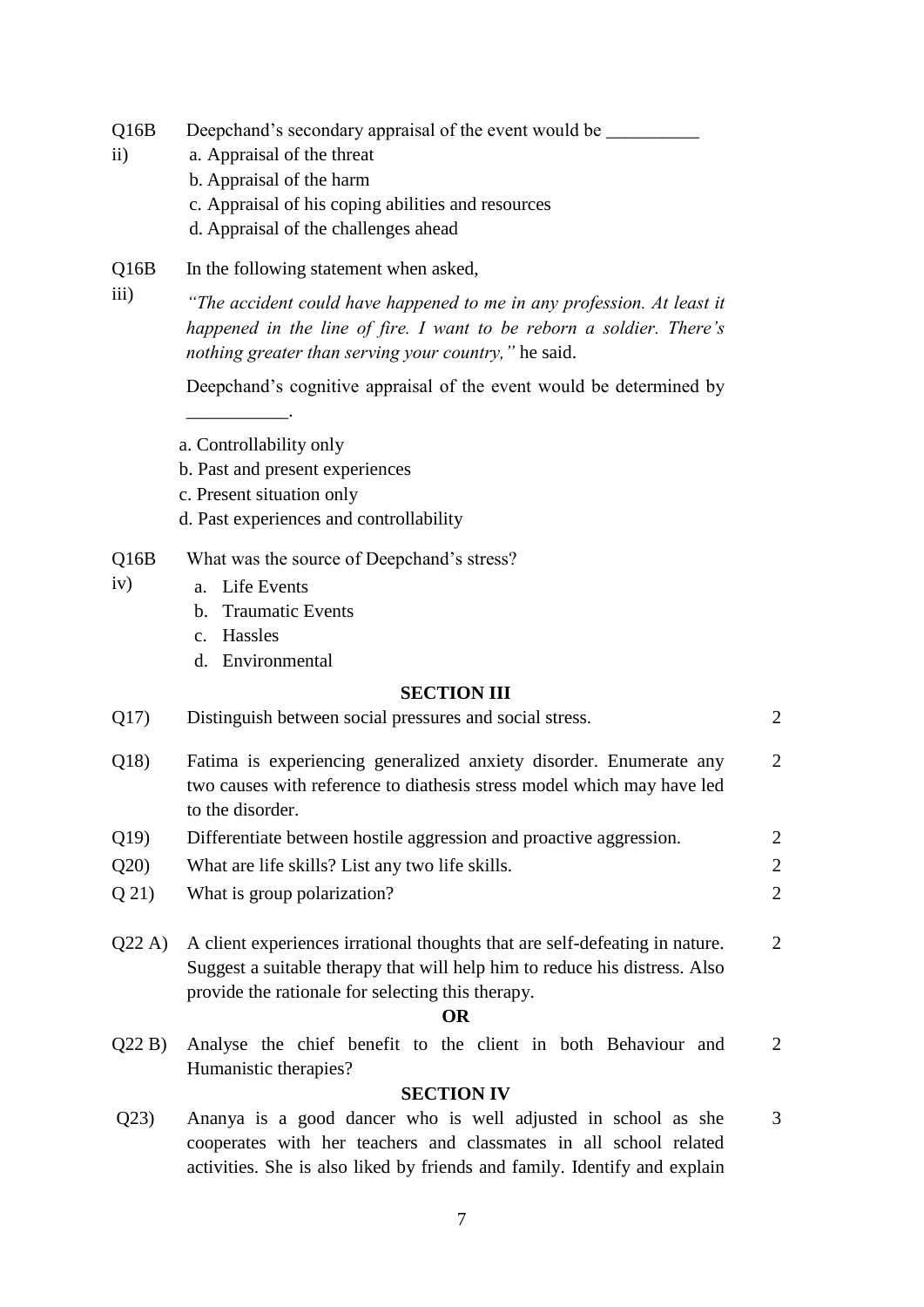Q16B ii) Deepchand's secondary appraisal of the event would be __________

a. Appraisal of the threat
b. Appraisal of the harm
c. Appraisal of his coping abilities and resources
d. Appraisal of the challenges ahead

Q16B iii) In the following statement when asked,

*"The accident could have happened to me in any profession. At least it happened in the line of fire. I want to be reborn a soldier. There's nothing greater than serving your country,"* he said.

Deepchand's cognitive appraisal of the event would be determined by ___________.

a. Controllability only
b. Past and present experiences
c. Present situation only
d. Past experiences and controllability

Q16B iv) What was the source of Deepchand's stress?

a. Life Events
b. Traumatic Events
c. Hassles
d. Environmental

## SECTION III

Q17) Distinguish between social pressures and social stress. 2

Q18) Fatima is experiencing generalized anxiety disorder. Enumerate any two causes with reference to diathesis stress model which may have led to the disorder. 2

Q19) Differentiate between hostile aggression and proactive aggression. 2

Q20) What are life skills? List any two life skills. 2

Q 21) What is group polarization? 2

Q22 A) A client experiences irrational thoughts that are self-defeating in nature. Suggest a suitable therapy that will help him to reduce his distress. Also provide the rationale for selecting this therapy. 2

**OR**

Q22 B) Analyse the chief benefit to the client in both Behaviour and Humanistic therapies? 2

## SECTION IV

Q23) Ananya is a good dancer who is well adjusted in school as she cooperates with her teachers and classmates in all school related activities. She is also liked by friends and family. Identify and explain 3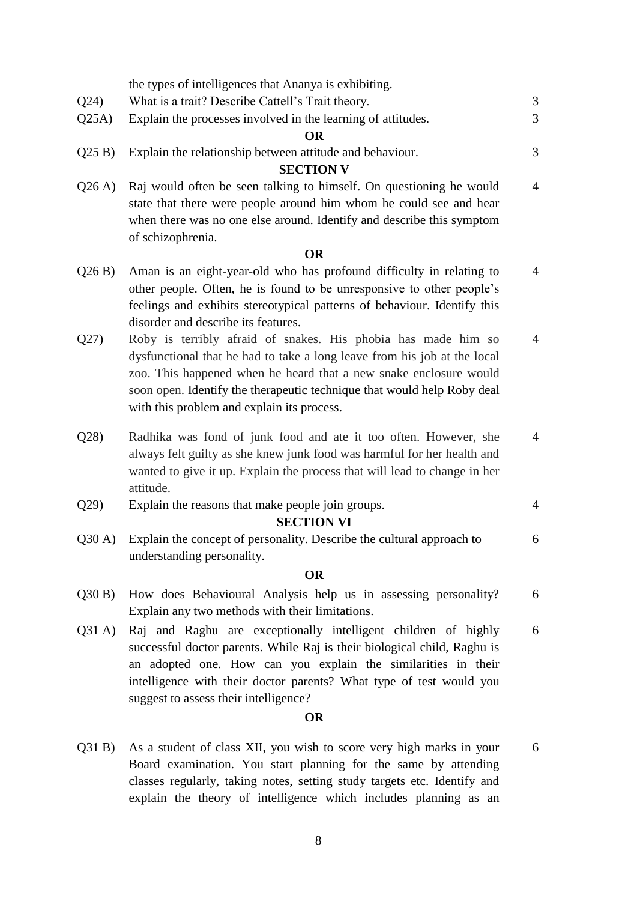the types of intelligences that Ananya is exhibiting.

Q24) What is a trait? Describe Cattell's Trait theory. 3

Q25A) Explain the processes involved in the learning of attitudes. 3

**OR**

Q25 B) Explain the relationship between attitude and behaviour. 3

**SECTION V**

Q26 A) Raj would often be seen talking to himself. On questioning he would state that there were people around him whom he could see and hear when there was no one else around. Identify and describe this symptom of schizophrenia. 4

**OR**

Q26 B) Aman is an eight-year-old who has profound difficulty in relating to other people. Often, he is found to be unresponsive to other people's feelings and exhibits stereotypical patterns of behaviour. Identify this disorder and describe its features. 4

Q27) Roby is terribly afraid of snakes. His phobia has made him so dysfunctional that he had to take a long leave from his job at the local zoo. This happened when he heard that a new snake enclosure would soon open. Identify the therapeutic technique that would help Roby deal with this problem and explain its process. 4

Q28) Radhika was fond of junk food and ate it too often. However, she always felt guilty as she knew junk food was harmful for her health and wanted to give it up. Explain the process that will lead to change in her attitude. 4

Q29) Explain the reasons that make people join groups. 4

**SECTION VI**

Q30 A) Explain the concept of personality. Describe the cultural approach to understanding personality. 6

**OR**

Q30 B) How does Behavioural Analysis help us in assessing personality? Explain any two methods with their limitations. 6

Q31 A) Raj and Raghu are exceptionally intelligent children of highly successful doctor parents. While Raj is their biological child, Raghu is an adopted one. How can you explain the similarities in their intelligence with their doctor parents? What type of test would you suggest to assess their intelligence? 6

**OR**

Q31 B) As a student of class XII, you wish to score very high marks in your Board examination. You start planning for the same by attending classes regularly, taking notes, setting study targets etc. Identify and explain the theory of intelligence which includes planning as an 6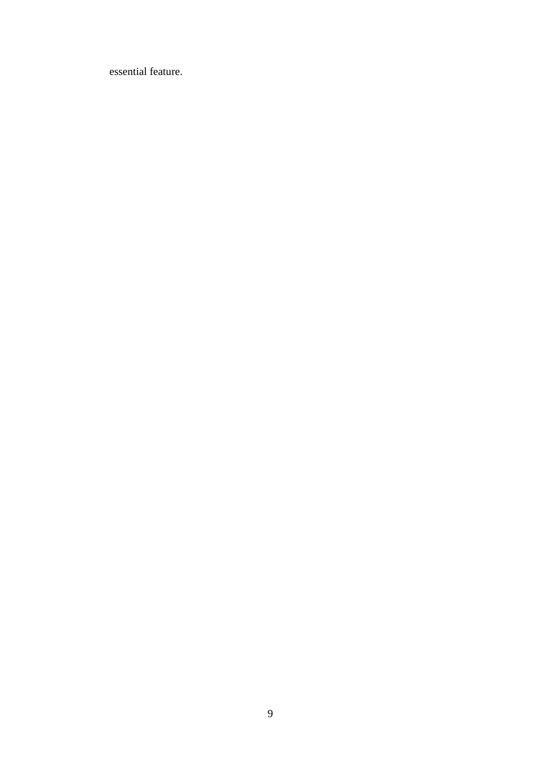essential feature.